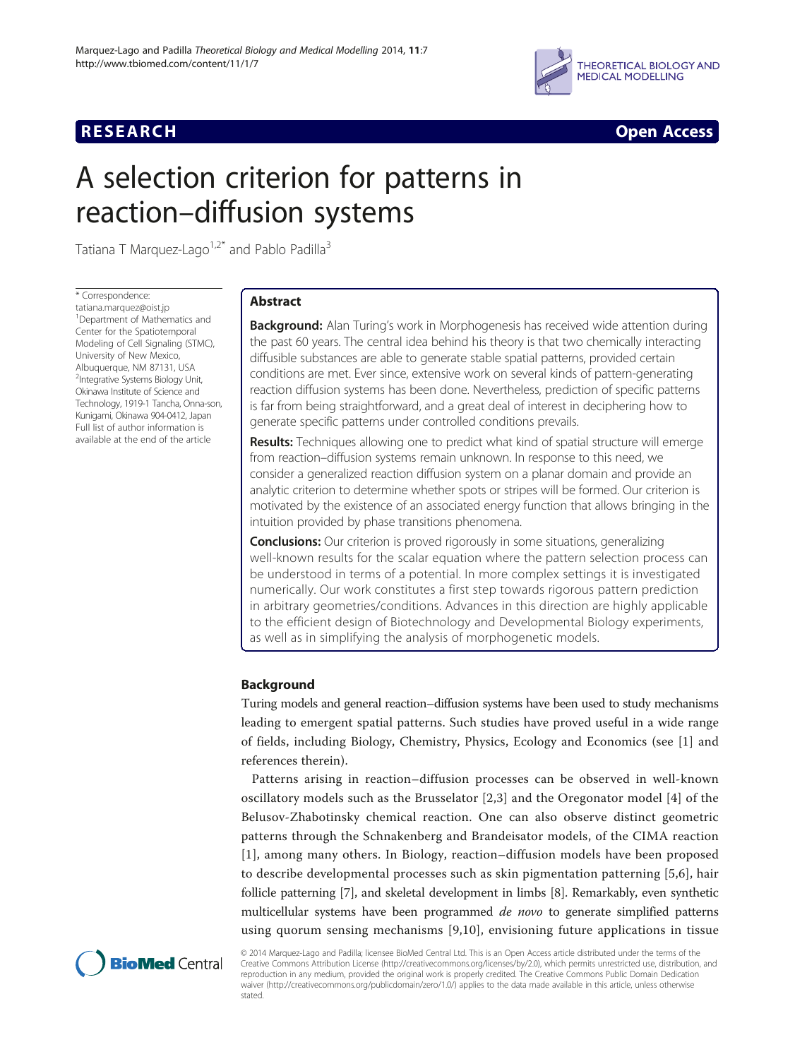**RESEARCH** **Open Access**

# A selection criterion for patterns in reaction–diffusion systems

Tatiana T Marquez-Lago[1,2*] and Pablo Padilla[3]

\* Correspondence: tatiana.marquez@oist.jp
[1]Department of Mathematics and Center for the Spatiotemporal Modeling of Cell Signaling (STMC), University of New Mexico, Albuquerque, NM 87131, USA
[2]Integrative Systems Biology Unit, Okinawa Institute of Science and Technology, 1919-1 Tancha, Onna-son, Kunigami, Okinawa 904-0412, Japan
Full list of author information is available at the end of the article

## Abstract

**Background:** Alan Turing's work in Morphogenesis has received wide attention during the past 60 years. The central idea behind his theory is that two chemically interacting diffusible substances are able to generate stable spatial patterns, provided certain conditions are met. Ever since, extensive work on several kinds of pattern-generating reaction diffusion systems has been done. Nevertheless, prediction of specific patterns is far from being straightforward, and a great deal of interest in deciphering how to generate specific patterns under controlled conditions prevails.

**Results:** Techniques allowing one to predict what kind of spatial structure will emerge from reaction–diffusion systems remain unknown. In response to this need, we consider a generalized reaction diffusion system on a planar domain and provide an analytic criterion to determine whether spots or stripes will be formed. Our criterion is motivated by the existence of an associated energy function that allows bringing in the intuition provided by phase transitions phenomena.

**Conclusions:** Our criterion is proved rigorously in some situations, generalizing well-known results for the scalar equation where the pattern selection process can be understood in terms of a potential. In more complex settings it is investigated numerically. Our work constitutes a first step towards rigorous pattern prediction in arbitrary geometries/conditions. Advances in this direction are highly applicable to the efficient design of Biotechnology and Developmental Biology experiments, as well as in simplifying the analysis of morphogenetic models.

## Background

Turing models and general reaction–diffusion systems have been used to study mechanisms leading to emergent spatial patterns. Such studies have proved useful in a wide range of fields, including Biology, Chemistry, Physics, Ecology and Economics (see [1] and references therein).

Patterns arising in reaction–diffusion processes can be observed in well-known oscillatory models such as the Brusselator [2,3] and the Oregonator model [4] of the Belusov-Zhabotinsky chemical reaction. One can also observe distinct geometric patterns through the Schnakenberg and Brandeisator models, of the CIMA reaction [1], among many others. In Biology, reaction–diffusion models have been proposed to describe developmental processes such as skin pigmentation patterning [5,6], hair follicle patterning [7], and skeletal development in limbs [8]. Remarkably, even synthetic multicellular systems have been programmed *de novo* to generate simplified patterns using quorum sensing mechanisms [9,10], envisioning future applications in tissue

© 2014 Marquez-Lago and Padilla; licensee BioMed Central Ltd. This is an Open Access article distributed under the terms of the Creative Commons Attribution License (http://creativecommons.org/licenses/by/2.0), which permits unrestricted use, distribution, and reproduction in any medium, provided the original work is properly credited. The Creative Commons Public Domain Dedication waiver (http://creativecommons.org/publicdomain/zero/1.0/) applies to the data made available in this article, unless otherwise stated.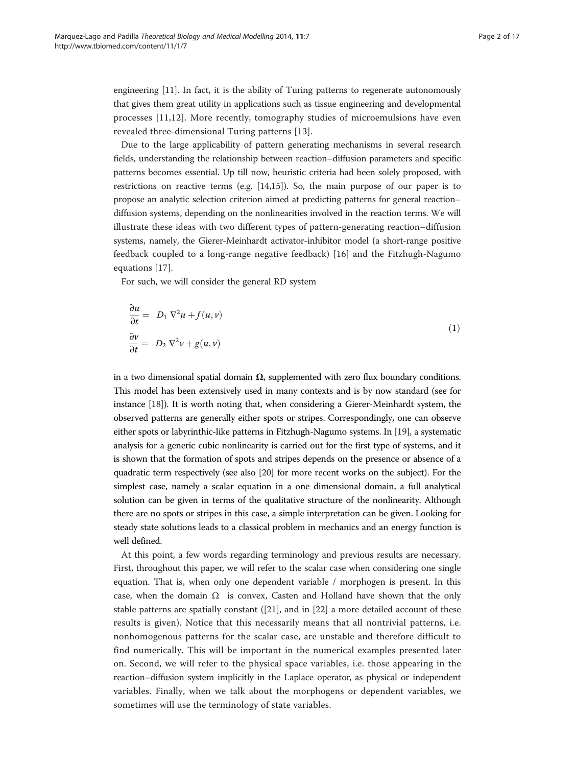engineering [11]. In fact, it is the ability of Turing patterns to regenerate autonomously that gives them great utility in applications such as tissue engineering and developmental processes [11,12]. More recently, tomography studies of microemulsions have even revealed three-dimensional Turing patterns [13].

Due to the large applicability of pattern generating mechanisms in several research fields, understanding the relationship between reaction–diffusion parameters and specific patterns becomes essential. Up till now, heuristic criteria had been solely proposed, with restrictions on reactive terms (e.g. [14,15]). So, the main purpose of our paper is to propose an analytic selection criterion aimed at predicting patterns for general reaction–diffusion systems, depending on the nonlinearities involved in the reaction terms. We will illustrate these ideas with two different types of pattern-generating reaction–diffusion systems, namely, the Gierer-Meinhardt activator-inhibitor model (a short-range positive feedback coupled to a long-range negative feedback) [16] and the Fitzhugh-Nagumo equations [17].

For such, we will consider the general RD system

$$
\begin{aligned}
\frac{\partial u}{\partial t} &= D_1 \nabla^2 u + f(u, v) \\
\frac{\partial v}{\partial t} &= D_2 \nabla^2 v + g(u, v)
\end{aligned}
\tag{1}
$$

in a two dimensional spatial domain $\mathbf{\Omega}$, supplemented with zero flux boundary conditions. This model has been extensively used in many contexts and is by now standard (see for instance [18]). It is worth noting that, when considering a Gierer-Meinhardt system, the observed patterns are generally either spots or stripes. Correspondingly, one can observe either spots or labyrinthic-like patterns in Fitzhugh-Nagumo systems. In [19], a systematic analysis for a generic cubic nonlinearity is carried out for the first type of systems, and it is shown that the formation of spots and stripes depends on the presence or absence of a quadratic term respectively (see also [20] for more recent works on the subject). For the simplest case, namely a scalar equation in a one dimensional domain, a full analytical solution can be given in terms of the qualitative structure of the nonlinearity. Although there are no spots or stripes in this case, a simple interpretation can be given. Looking for steady state solutions leads to a classical problem in mechanics and an energy function is well defined.

At this point, a few words regarding terminology and previous results are necessary. First, throughout this paper, we will refer to the scalar case when considering one single equation. That is, when only one dependent variable / morphogen is present. In this case, when the domain $\Omega$ is convex, Casten and Holland have shown that the only stable patterns are spatially constant ([21], and in [22] a more detailed account of these results is given). Notice that this necessarily means that all nontrivial patterns, i.e. nonhomogenous patterns for the scalar case, are unstable and therefore difficult to find numerically. This will be important in the numerical examples presented later on. Second, we will refer to the physical space variables, i.e. those appearing in the reaction–diffusion system implicitly in the Laplace operator, as physical or independent variables. Finally, when we talk about the morphogens or dependent variables, we sometimes will use the terminology of state variables.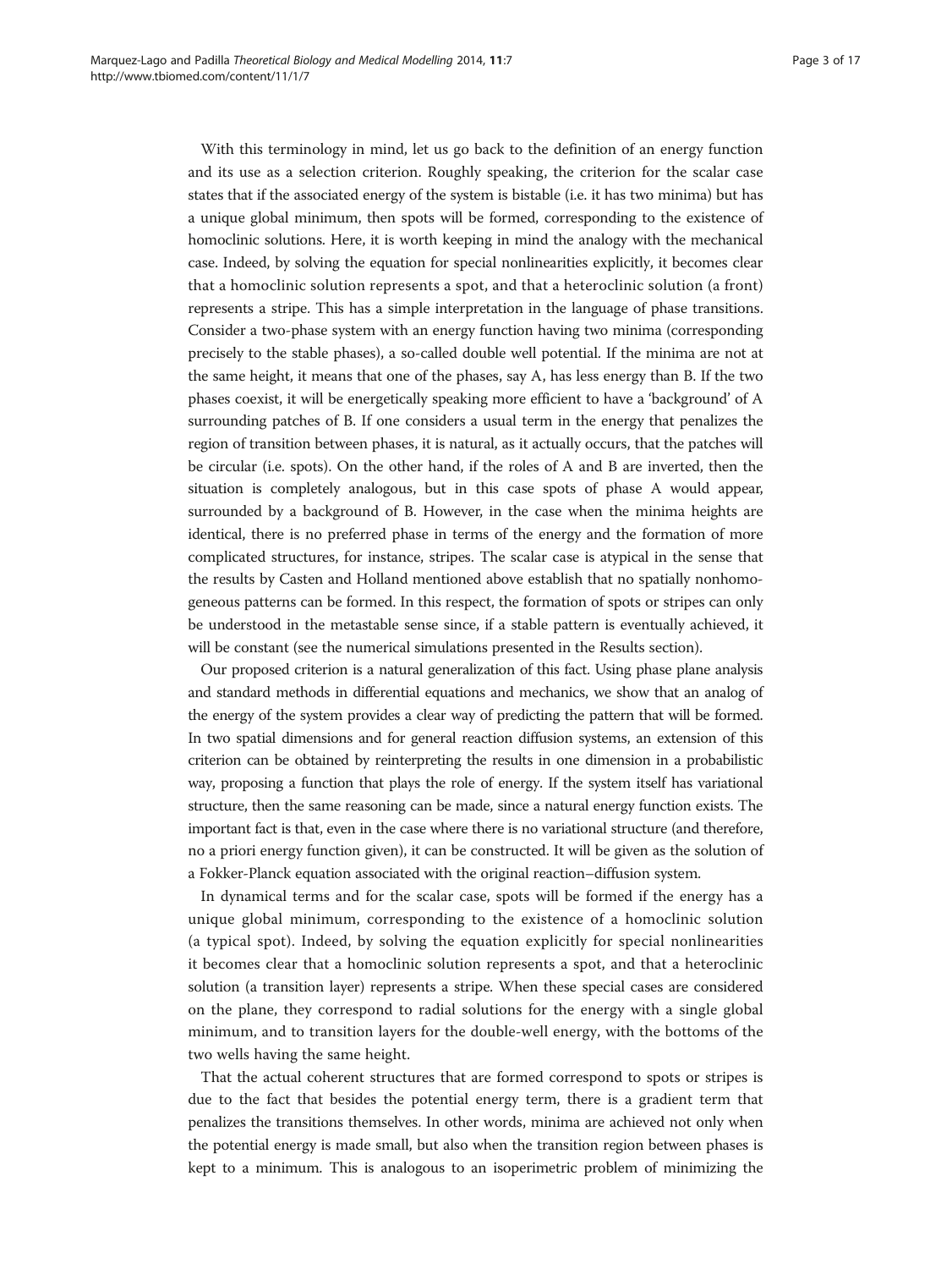With this terminology in mind, let us go back to the definition of an energy function and its use as a selection criterion. Roughly speaking, the criterion for the scalar case states that if the associated energy of the system is bistable (i.e. it has two minima) but has a unique global minimum, then spots will be formed, corresponding to the existence of homoclinic solutions. Here, it is worth keeping in mind the analogy with the mechanical case. Indeed, by solving the equation for special nonlinearities explicitly, it becomes clear that a homoclinic solution represents a spot, and that a heteroclinic solution (a front) represents a stripe. This has a simple interpretation in the language of phase transitions. Consider a two-phase system with an energy function having two minima (corresponding precisely to the stable phases), a so-called double well potential. If the minima are not at the same height, it means that one of the phases, say A, has less energy than B. If the two phases coexist, it will be energetically speaking more efficient to have a 'background' of A surrounding patches of B. If one considers a usual term in the energy that penalizes the region of transition between phases, it is natural, as it actually occurs, that the patches will be circular (i.e. spots). On the other hand, if the roles of A and B are inverted, then the situation is completely analogous, but in this case spots of phase A would appear, surrounded by a background of B. However, in the case when the minima heights are identical, there is no preferred phase in terms of the energy and the formation of more complicated structures, for instance, stripes. The scalar case is atypical in the sense that the results by Casten and Holland mentioned above establish that no spatially nonhomogeneous patterns can be formed. In this respect, the formation of spots or stripes can only be understood in the metastable sense since, if a stable pattern is eventually achieved, it will be constant (see the numerical simulations presented in the Results section).

Our proposed criterion is a natural generalization of this fact. Using phase plane analysis and standard methods in differential equations and mechanics, we show that an analog of the energy of the system provides a clear way of predicting the pattern that will be formed. In two spatial dimensions and for general reaction diffusion systems, an extension of this criterion can be obtained by reinterpreting the results in one dimension in a probabilistic way, proposing a function that plays the role of energy. If the system itself has variational structure, then the same reasoning can be made, since a natural energy function exists. The important fact is that, even in the case where there is no variational structure (and therefore, no a priori energy function given), it can be constructed. It will be given as the solution of a Fokker-Planck equation associated with the original reaction–diffusion system.

In dynamical terms and for the scalar case, spots will be formed if the energy has a unique global minimum, corresponding to the existence of a homoclinic solution (a typical spot). Indeed, by solving the equation explicitly for special nonlinearities it becomes clear that a homoclinic solution represents a spot, and that a heteroclinic solution (a transition layer) represents a stripe. When these special cases are considered on the plane, they correspond to radial solutions for the energy with a single global minimum, and to transition layers for the double-well energy, with the bottoms of the two wells having the same height.

That the actual coherent structures that are formed correspond to spots or stripes is due to the fact that besides the potential energy term, there is a gradient term that penalizes the transitions themselves. In other words, minima are achieved not only when the potential energy is made small, but also when the transition region between phases is kept to a minimum. This is analogous to an isoperimetric problem of minimizing the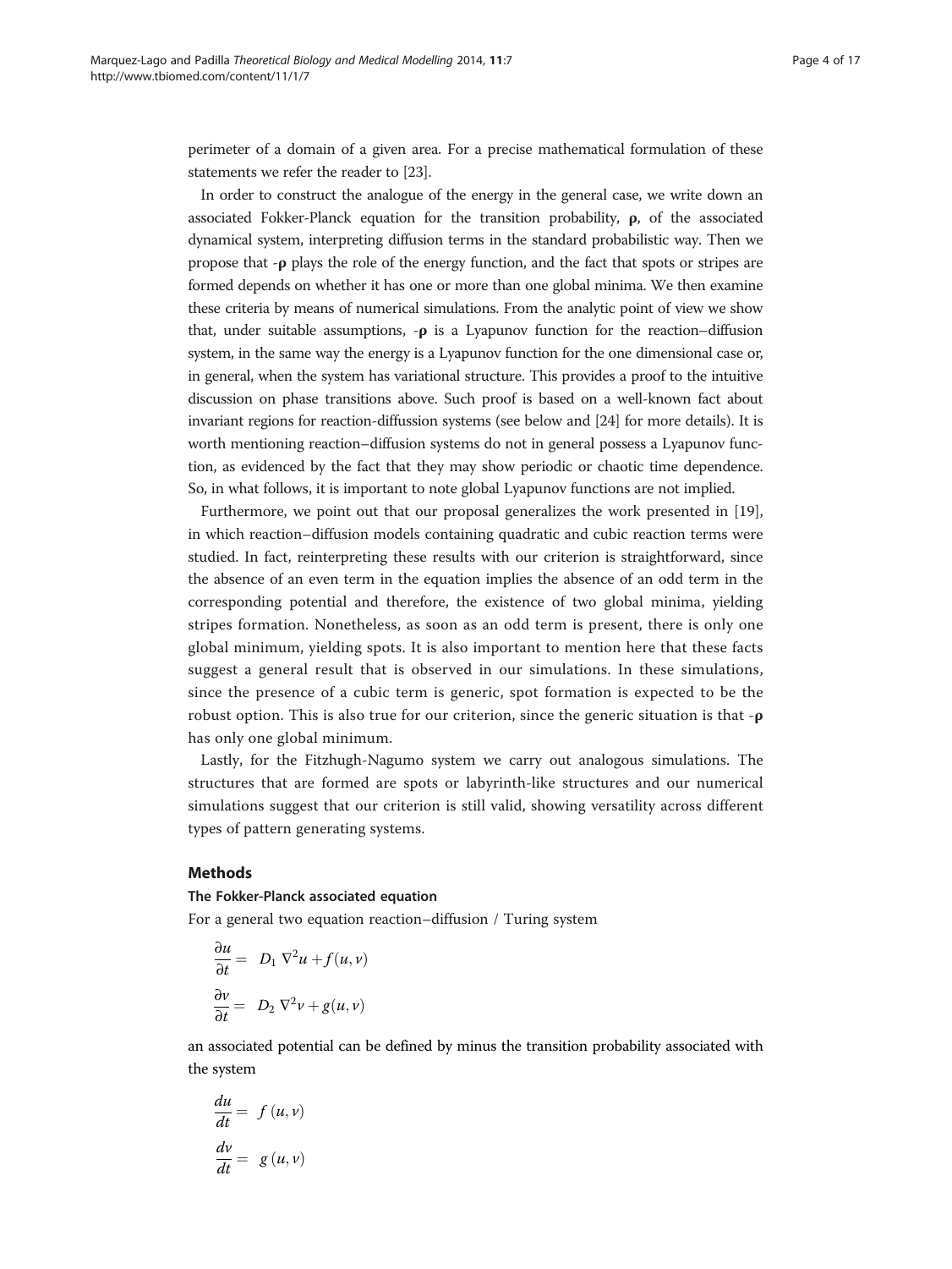perimeter of a domain of a given area. For a precise mathematical formulation of these statements we refer the reader to [23].

In order to construct the analogue of the energy in the general case, we write down an associated Fokker-Planck equation for the transition probability, $\boldsymbol{\rho}$, of the associated dynamical system, interpreting diffusion terms in the standard probabilistic way. Then we propose that -$\boldsymbol{\rho}$ plays the role of the energy function, and the fact that spots or stripes are formed depends on whether it has one or more than one global minima. We then examine these criteria by means of numerical simulations. From the analytic point of view we show that, under suitable assumptions, -$\boldsymbol{\rho}$ is a Lyapunov function for the reaction–diffusion system, in the same way the energy is a Lyapunov function for the one dimensional case or, in general, when the system has variational structure. This provides a proof to the intuitive discussion on phase transitions above. Such proof is based on a well-known fact about invariant regions for reaction-diffussion systems (see below and [24] for more details). It is worth mentioning reaction–diffusion systems do not in general possess a Lyapunov function, as evidenced by the fact that they may show periodic or chaotic time dependence. So, in what follows, it is important to note global Lyapunov functions are not implied.

Furthermore, we point out that our proposal generalizes the work presented in [19], in which reaction–diffusion models containing quadratic and cubic reaction terms were studied. In fact, reinterpreting these results with our criterion is straightforward, since the absence of an even term in the equation implies the absence of an odd term in the corresponding potential and therefore, the existence of two global minima, yielding stripes formation. Nonetheless, as soon as an odd term is present, there is only one global minimum, yielding spots. It is also important to mention here that these facts suggest a general result that is observed in our simulations. In these simulations, since the presence of a cubic term is generic, spot formation is expected to be the robust option. This is also true for our criterion, since the generic situation is that -$\boldsymbol{\rho}$ has only one global minimum.

Lastly, for the Fitzhugh-Nagumo system we carry out analogous simulations. The structures that are formed are spots or labyrinth-like structures and our numerical simulations suggest that our criterion is still valid, showing versatility across different types of pattern generating systems.

## Methods

### The Fokker-Planck associated equation

For a general two equation reaction–diffusion / Turing system

$$\frac{\partial u}{\partial t} = D_1 \nabla^2 u + f(u, v)$$

$$\frac{\partial v}{\partial t} = D_2 \nabla^2 v + g(u, v)$$

an associated potential can be defined by minus the transition probability associated with the system

$$\frac{du}{dt} = f(u, v)$$

$$\frac{dv}{dt} = g(u, v)$$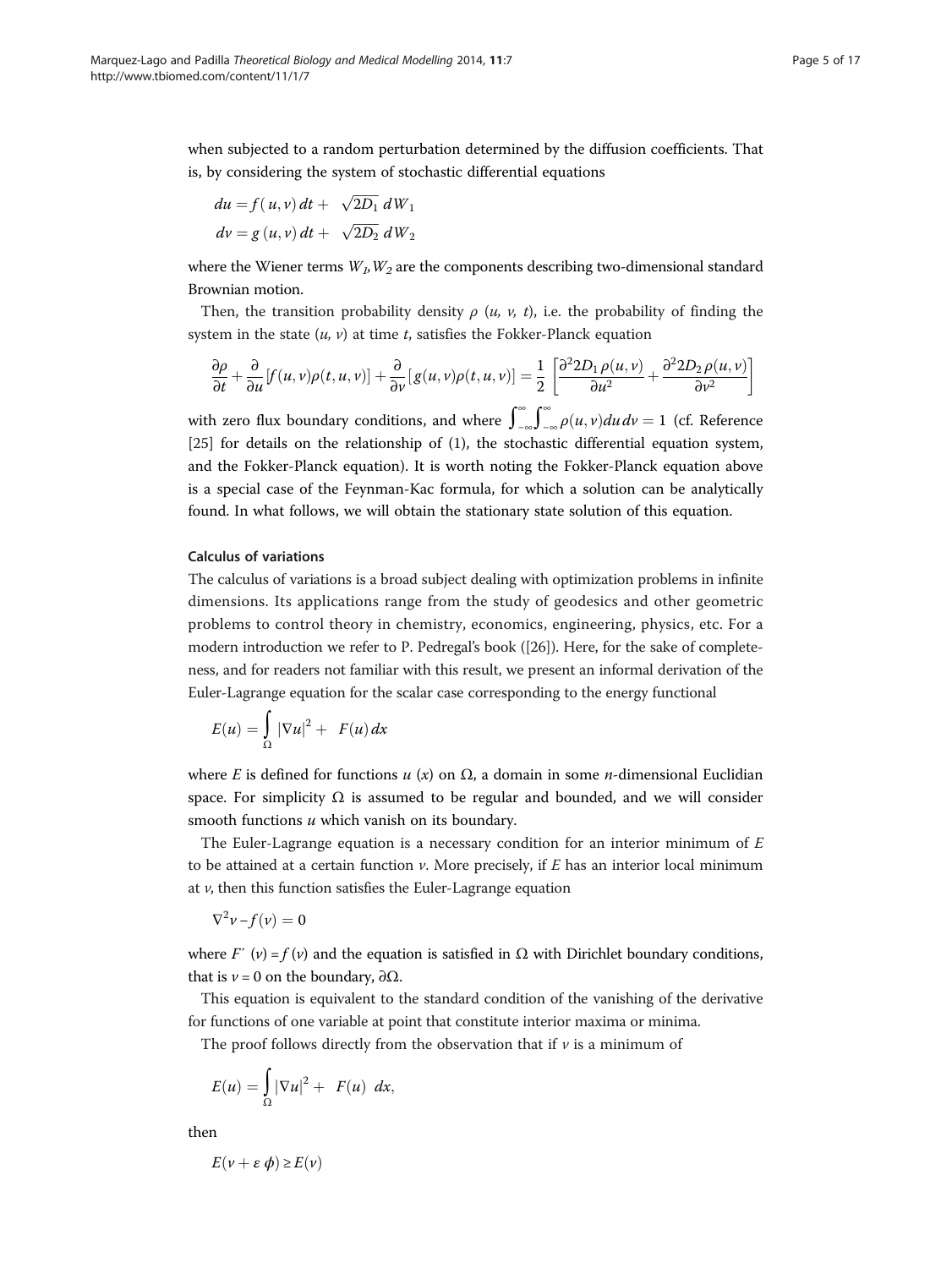when subjected to a random perturbation determined by the diffusion coefficients. That is, by considering the system of stochastic differential equations

$$du = f(u, v)\,dt + \sqrt{2D_1}\,dW_1$$
$$dv = g(u, v)\,dt + \sqrt{2D_2}\,dW_2$$

where the Wiener terms $W_1, W_2$ are the components describing two-dimensional standard Brownian motion.

Then, the transition probability density $\rho$ ($u$, $v$, $t$), i.e. the probability of finding the system in the state ($u$, $v$) at time $t$, satisfies the Fokker-Planck equation

$$\frac{\partial \rho}{\partial t} + \frac{\partial}{\partial u}[f(u,v)\rho(t,u,v)] + \frac{\partial}{\partial v}[g(u,v)\rho(t,u,v)] = \frac{1}{2}\left[\frac{\partial^2 2D_1\,\rho(u,v)}{\partial u^2} + \frac{\partial^2 2D_2\,\rho(u,v)}{\partial v^2}\right]$$

with zero flux boundary conditions, and where $\int_{-\infty}^{\infty}\int_{-\infty}^{\infty}\rho(u,v)\,du\,dv = 1$ (cf. Reference [25] for details on the relationship of (1), the stochastic differential equation system, and the Fokker-Planck equation). It is worth noting the Fokker-Planck equation above is a special case of the Feynman-Kac formula, for which a solution can be analytically found. In what follows, we will obtain the stationary state solution of this equation.

### Calculus of variations

The calculus of variations is a broad subject dealing with optimization problems in infinite dimensions. Its applications range from the study of geodesics and other geometric problems to control theory in chemistry, economics, engineering, physics, etc. For a modern introduction we refer to P. Pedregal's book ([26]). Here, for the sake of completeness, and for readers not familiar with this result, we present an informal derivation of the Euler-Lagrange equation for the scalar case corresponding to the energy functional

$$E(u) = \int_{\Omega} |\nabla u|^2 + F(u)\,dx$$

where $E$ is defined for functions $u$ ($x$) on $\Omega$, a domain in some $n$-dimensional Euclidian space. For simplicity $\Omega$ is assumed to be regular and bounded, and we will consider smooth functions $u$ which vanish on its boundary.

The Euler-Lagrange equation is a necessary condition for an interior minimum of $E$ to be attained at a certain function $v$. More precisely, if $E$ has an interior local minimum at $v$, then this function satisfies the Euler-Lagrange equation

$$\nabla^2 v - f(v) = 0$$

where $F'(v) = f(v)$ and the equation is satisfied in $\Omega$ with Dirichlet boundary conditions, that is $v = 0$ on the boundary, $\partial\Omega$.

This equation is equivalent to the standard condition of the vanishing of the derivative for functions of one variable at point that constitute interior maxima or minima.

The proof follows directly from the observation that if $v$ is a minimum of

$$E(u) = \int_{\Omega} |\nabla u|^2 + F(u)\;dx,$$

then

$$E(v + \varepsilon\,\phi) \geq E(v)$$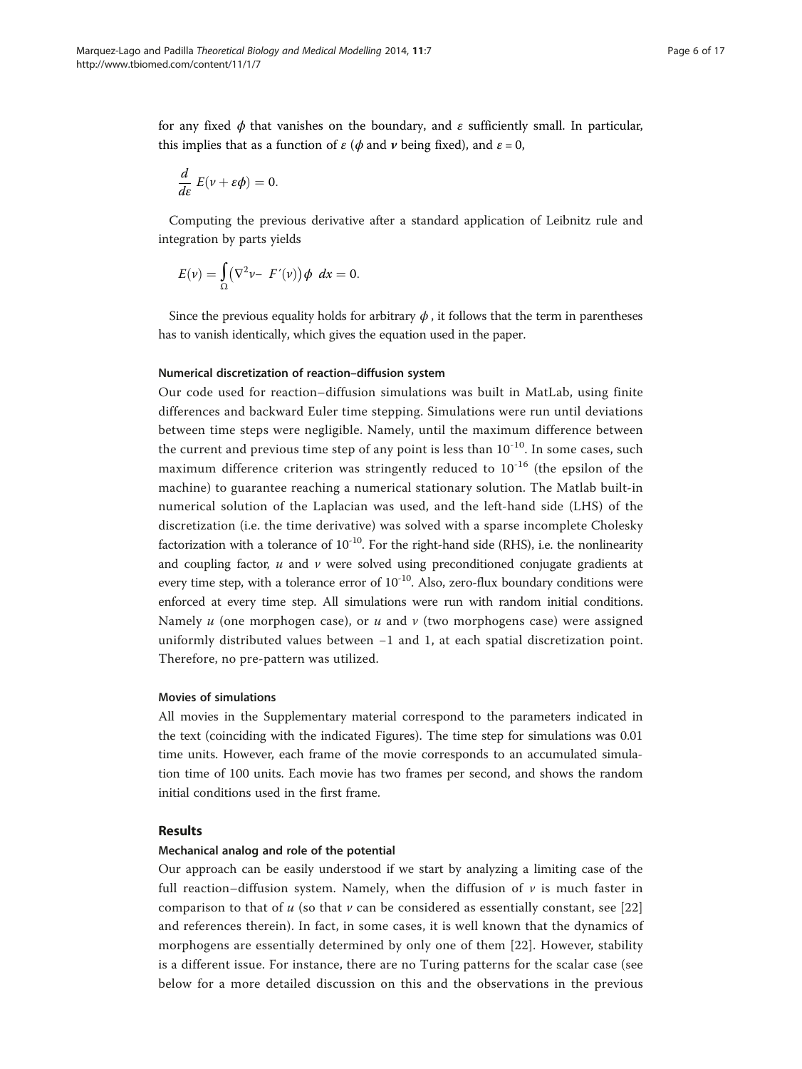for any fixed $\phi$ that vanishes on the boundary, and $\varepsilon$ sufficiently small. In particular, this implies that as a function of $\varepsilon$ ($\phi$ and $\nu$ being fixed), and $\varepsilon = 0$,

$$\frac{d}{d\varepsilon} E(\nu + \varepsilon\phi) = 0.$$

Computing the previous derivative after a standard application of Leibnitz rule and integration by parts yields

$$E(\nu) = \int_{\Omega} \left(\nabla^2 \nu - F'(\nu)\right)\phi \; dx = 0.$$

Since the previous equality holds for arbitrary $\phi$, it follows that the term in parentheses has to vanish identically, which gives the equation used in the paper.

#### Numerical discretization of reaction–diffusion system

Our code used for reaction–diffusion simulations was built in MatLab, using finite differences and backward Euler time stepping. Simulations were run until deviations between time steps were negligible. Namely, until the maximum difference between the current and previous time step of any point is less than $10^{-10}$. In some cases, such maximum difference criterion was stringently reduced to $10^{-16}$ (the epsilon of the machine) to guarantee reaching a numerical stationary solution. The Matlab built-in numerical solution of the Laplacian was used, and the left-hand side (LHS) of the discretization (i.e. the time derivative) was solved with a sparse incomplete Cholesky factorization with a tolerance of $10^{-10}$. For the right-hand side (RHS), i.e. the nonlinearity and coupling factor, $u$ and $v$ were solved using preconditioned conjugate gradients at every time step, with a tolerance error of $10^{-10}$. Also, zero-flux boundary conditions were enforced at every time step. All simulations were run with random initial conditions. Namely $u$ (one morphogen case), or $u$ and $v$ (two morphogens case) were assigned uniformly distributed values between −1 and 1, at each spatial discretization point. Therefore, no pre-pattern was utilized.

#### Movies of simulations

All movies in the Supplementary material correspond to the parameters indicated in the text (coinciding with the indicated Figures). The time step for simulations was 0.01 time units. However, each frame of the movie corresponds to an accumulated simulation time of 100 units. Each movie has two frames per second, and shows the random initial conditions used in the first frame.

## Results

#### Mechanical analog and role of the potential

Our approach can be easily understood if we start by analyzing a limiting case of the full reaction–diffusion system. Namely, when the diffusion of $v$ is much faster in comparison to that of $u$ (so that $v$ can be considered as essentially constant, see [22] and references therein). In fact, in some cases, it is well known that the dynamics of morphogens are essentially determined by only one of them [22]. However, stability is a different issue. For instance, there are no Turing patterns for the scalar case (see below for a more detailed discussion on this and the observations in the previous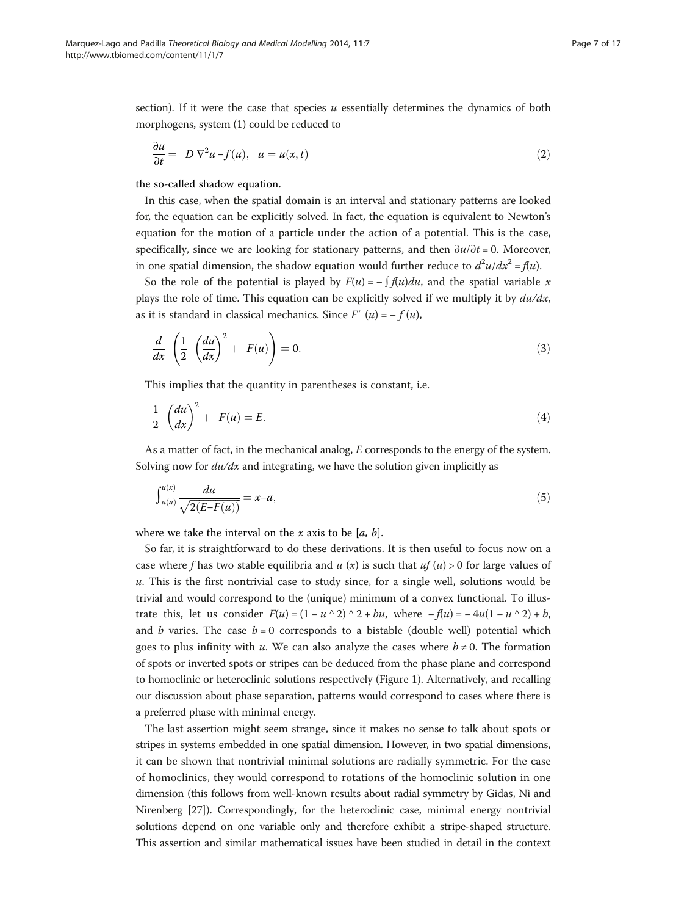section). If it were the case that species $u$ essentially determines the dynamics of both morphogens, system (1) could be reduced to

$$\frac{\partial u}{\partial t} = D\,\nabla^2 u - f(u), \quad u = u(x,t) \tag{2}$$

the so-called shadow equation.

In this case, when the spatial domain is an interval and stationary patterns are looked for, the equation can be explicitly solved. In fact, the equation is equivalent to Newton's equation for the motion of a particle under the action of a potential. This is the case, specifically, since we are looking for stationary patterns, and then $\partial u/\partial t = 0$. Moreover, in one spatial dimension, the shadow equation would further reduce to $d^2u/dx^2 = f(u)$.

So the role of the potential is played by $F(u) = -\int f(u)du$, and the spatial variable $x$ plays the role of time. This equation can be explicitly solved if we multiply it by $du/dx$, as it is standard in classical mechanics. Since $F'(u) = -f(u)$,

$$\frac{d}{dx}\left(\frac{1}{2}\left(\frac{du}{dx}\right)^2 + F(u)\right) = 0. \tag{3}$$

This implies that the quantity in parentheses is constant, i.e.

$$\frac{1}{2}\left(\frac{du}{dx}\right)^2 + F(u) = E. \tag{4}$$

As a matter of fact, in the mechanical analog, $E$ corresponds to the energy of the system. Solving now for $du/dx$ and integrating, we have the solution given implicitly as

$$\int_{u(a)}^{u(x)} \frac{du}{\sqrt{2(E - F(u))}} = x - a, \tag{5}$$

where we take the interval on the $x$ axis to be $[a, b]$.

So far, it is straightforward to do these derivations. It is then useful to focus now on a case where $f$ has two stable equilibria and $u(x)$ is such that $uf(u) > 0$ for large values of $u$. This is the first nontrivial case to study since, for a single well, solutions would be trivial and would correspond to the (unique) minimum of a convex functional. To illustrate this, let us consider $F(u) = (1 - u^2)^2 + bu$, where $-f(u) = -4u(1 - u^2) + b$, and $b$ varies. The case $b = 0$ corresponds to a bistable (double well) potential which goes to plus infinity with $u$. We can also analyze the cases where $b \neq 0$. The formation of spots or inverted spots or stripes can be deduced from the phase plane and correspond to homoclinic or heteroclinic solutions respectively (Figure 1). Alternatively, and recalling our discussion about phase separation, patterns would correspond to cases where there is a preferred phase with minimal energy.

The last assertion might seem strange, since it makes no sense to talk about spots or stripes in systems embedded in one spatial dimension. However, in two spatial dimensions, it can be shown that nontrivial minimal solutions are radially symmetric. For the case of homoclinics, they would correspond to rotations of the homoclinic solution in one dimension (this follows from well-known results about radial symmetry by Gidas, Ni and Nirenberg [27]). Correspondingly, for the heteroclinic case, minimal energy nontrivial solutions depend on one variable only and therefore exhibit a stripe-shaped structure. This assertion and similar mathematical issues have been studied in detail in the context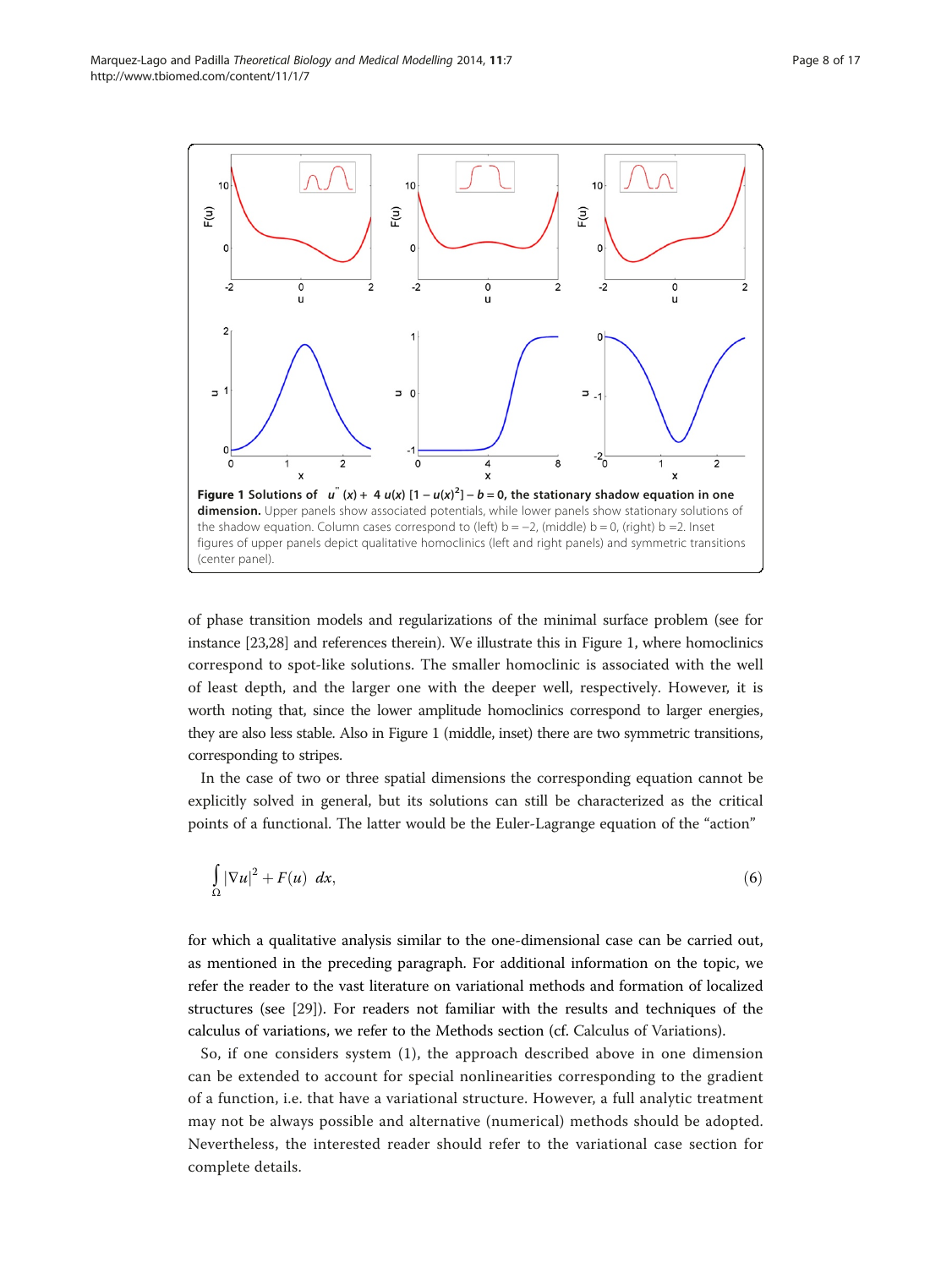**Figure 1 Solutions of $u''(x) + 4\,u(x)\,[1 - u(x)^2] - b = 0$, the stationary shadow equation in one dimension.** Upper panels show associated potentials, while lower panels show stationary solutions of the shadow equation. Column cases correspond to (left) b = −2, (middle) b = 0, (right) b = 2. Inset figures of upper panels depict qualitative homoclinics (left and right panels) and symmetric transitions (center panel).

of phase transition models and regularizations of the minimal surface problem (see for instance [23,28] and references therein). We illustrate this in Figure 1, where homoclinics correspond to spot-like solutions. The smaller homoclinic is associated with the well of least depth, and the larger one with the deeper well, respectively. However, it is worth noting that, since the lower amplitude homoclinics correspond to larger energies, they are also less stable. Also in Figure 1 (middle, inset) there are two symmetric transitions, corresponding to stripes.

In the case of two or three spatial dimensions the corresponding equation cannot be explicitly solved in general, but its solutions can still be characterized as the critical points of a functional. The latter would be the Euler-Lagrange equation of the "action"

$$\int_{\Omega} |\nabla u|^2 + F(u)\;\,dx, \tag{6}$$

for which a qualitative analysis similar to the one-dimensional case can be carried out, as mentioned in the preceding paragraph. For additional information on the topic, we refer the reader to the vast literature on variational methods and formation of localized structures (see [29]). For readers not familiar with the results and techniques of the calculus of variations, we refer to the Methods section (cf. Calculus of Variations).

So, if one considers system (1), the approach described above in one dimension can be extended to account for special nonlinearities corresponding to the gradient of a function, i.e. that have a variational structure. However, a full analytic treatment may not be always possible and alternative (numerical) methods should be adopted. Nevertheless, the interested reader should refer to the variational case section for complete details.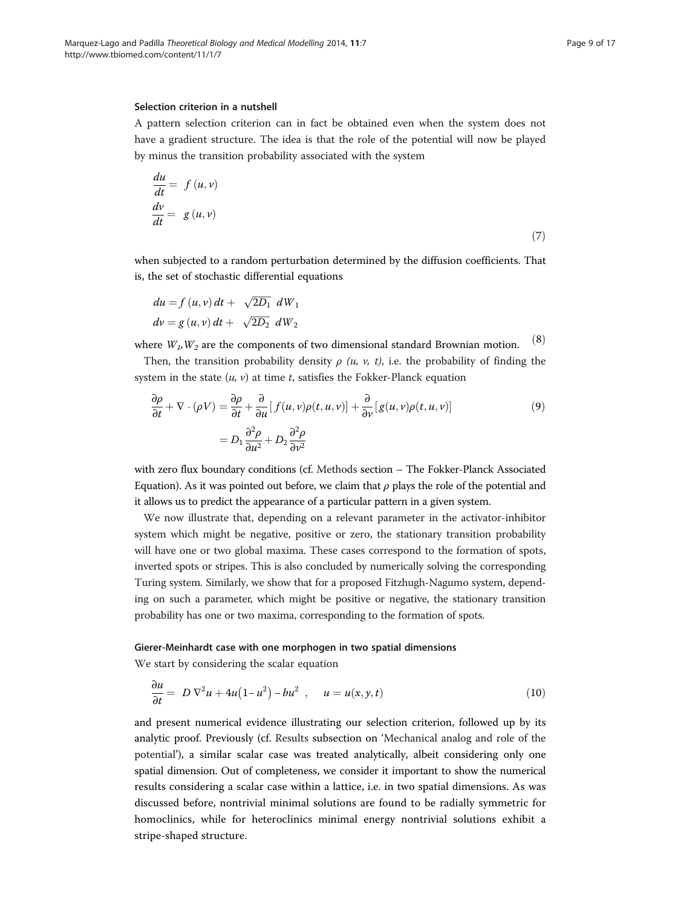### Selection criterion in a nutshell

A pattern selection criterion can in fact be obtained even when the system does not have a gradient structure. The idea is that the role of the potential will now be played by minus the transition probability associated with the system

$$
\begin{aligned}
\frac{du}{dt} &= f(u,v) \\
\frac{dv}{dt} &= g(u,v)
\end{aligned}
\tag{7}
$$

when subjected to a random perturbation determined by the diffusion coefficients. That is, the set of stochastic differential equations

$$
\begin{aligned}
du &= f(u,v)\,dt + \sqrt{2D_1}\;dW_1 \\
dv &= g(u,v)\,dt + \sqrt{2D_2}\;dW_2
\end{aligned}
\tag{8}
$$

where $W_1, W_2$ are the components of two dimensional standard Brownian motion.

Then, the transition probability density $\rho\ (u,\ v,\ t)$, i.e. the probability of finding the system in the state $(u,\ v)$ at time $t$, satisfies the Fokker-Planck equation

$$
\begin{aligned}
\frac{\partial \rho}{\partial t} + \nabla \cdot (\rho V) &= \frac{\partial \rho}{\partial t} + \frac{\partial}{\partial u}\left[f(u,v)\rho(t,u,v)\right] + \frac{\partial}{\partial v}\left[g(u,v)\rho(t,u,v)\right] \\
&= D_1 \frac{\partial^2 \rho}{\partial u^2} + D_2 \frac{\partial^2 \rho}{\partial v^2}
\end{aligned}
\tag{9}
$$

with zero flux boundary conditions (cf. Methods section – The Fokker-Planck Associated Equation). As it was pointed out before, we claim that $\rho$ plays the role of the potential and it allows us to predict the appearance of a particular pattern in a given system.

We now illustrate that, depending on a relevant parameter in the activator-inhibitor system which might be negative, positive or zero, the stationary transition probability will have one or two global maxima. These cases correspond to the formation of spots, inverted spots or stripes. This is also concluded by numerically solving the corresponding Turing system. Similarly, we show that for a proposed Fitzhugh-Nagumo system, depending on such a parameter, which might be positive or negative, the stationary transition probability has one or two maxima, corresponding to the formation of spots.

### Gierer-Meinhardt case with one morphogen in two spatial dimensions

We start by considering the scalar equation

$$
\frac{\partial u}{\partial t} = D\,\nabla^2 u + 4u\left(1-u^2\right) - bu^2\ , \qquad u = u(x,y,t)
\tag{10}
$$

and present numerical evidence illustrating our selection criterion, followed up by its analytic proof. Previously (cf. Results subsection on 'Mechanical analog and role of the potential'), a similar scalar case was treated analytically, albeit considering only one spatial dimension. Out of completeness, we consider it important to show the numerical results considering a scalar case within a lattice, i.e. in two spatial dimensions. As was discussed before, nontrivial minimal solutions are found to be radially symmetric for homoclinics, while for heteroclinics minimal energy nontrivial solutions exhibit a stripe-shaped structure.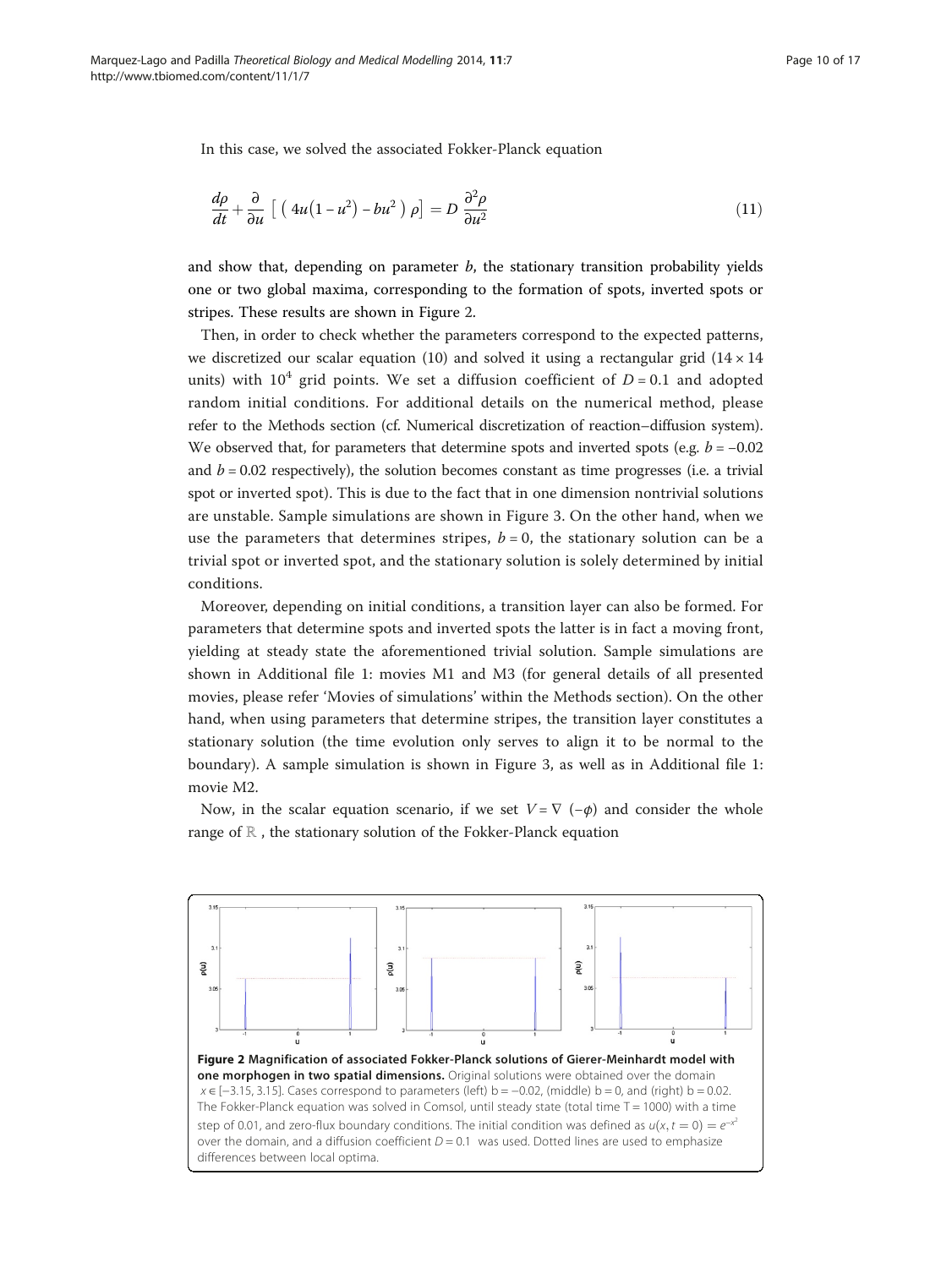In this case, we solved the associated Fokker-Planck equation

$$\frac{d\rho}{dt} + \frac{\partial}{\partial u}\left[\left(4u\left(1-u^2\right) - bu^2\right)\rho\right] = D\,\frac{\partial^2 \rho}{\partial u^2} \tag{11}$$

and show that, depending on parameter $b$, the stationary transition probability yields one or two global maxima, corresponding to the formation of spots, inverted spots or stripes. These results are shown in Figure 2.

Then, in order to check whether the parameters correspond to the expected patterns, we discretized our scalar equation (10) and solved it using a rectangular grid ($14 \times 14$ units) with $10^4$ grid points. We set a diffusion coefficient of $D = 0.1$ and adopted random initial conditions. For additional details on the numerical method, please refer to the Methods section (cf. Numerical discretization of reaction–diffusion system). We observed that, for parameters that determine spots and inverted spots (e.g. $b = -0.02$ and $b = 0.02$ respectively), the solution becomes constant as time progresses (i.e. a trivial spot or inverted spot). This is due to the fact that in one dimension nontrivial solutions are unstable. Sample simulations are shown in Figure 3. On the other hand, when we use the parameters that determines stripes, $b = 0$, the stationary solution can be a trivial spot or inverted spot, and the stationary solution is solely determined by initial conditions.

Moreover, depending on initial conditions, a transition layer can also be formed. For parameters that determine spots and inverted spots the latter is in fact a moving front, yielding at steady state the aforementioned trivial solution. Sample simulations are shown in Additional file 1: movies M1 and M3 (for general details of all presented movies, please refer 'Movies of simulations' within the Methods section). On the other hand, when using parameters that determine stripes, the transition layer constitutes a stationary solution (the time evolution only serves to align it to be normal to the boundary). A sample simulation is shown in Figure 3, as well as in Additional file 1: movie M2.

Now, in the scalar equation scenario, if we set $V = \nabla\,(-\phi)$ and consider the whole range of $\mathbb{R}$, the stationary solution of the Fokker-Planck equation

**Figure 2 Magnification of associated Fokker-Planck solutions of Gierer-Meinhardt model with one morphogen in two spatial dimensions.** Original solutions were obtained over the domain $x \in [-3.15, 3.15]$. Cases correspond to parameters (left) $b = -0.02$, (middle) $b = 0$, and (right) $b = 0.02$. The Fokker-Planck equation was solved in Comsol, until steady state (total time $T = 1000$) with a time step of 0.01, and zero-flux boundary conditions. The initial condition was defined as $u(x, t = 0) = e^{-x^2}$ over the domain, and a diffusion coefficient $D = 0.1$ was used. Dotted lines are used to emphasize differences between local optima.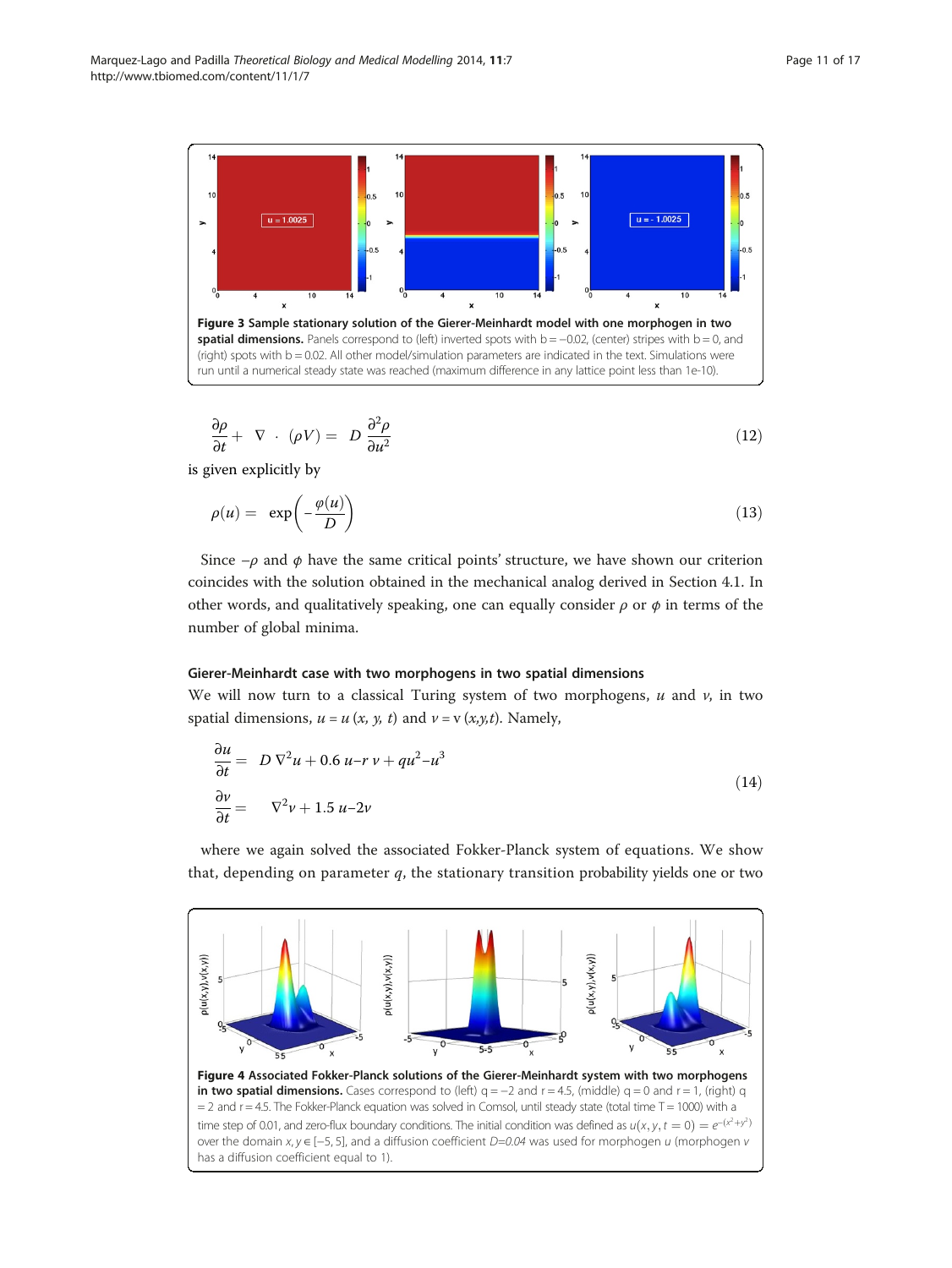**Figure 3 Sample stationary solution of the Gierer-Meinhardt model with one morphogen in two spatial dimensions.** Panels correspond to (left) inverted spots with b = −0.02, (center) stripes with b = 0, and (right) spots with b = 0.02. All other model/simulation parameters are indicated in the text. Simulations were run until a numerical steady state was reached (maximum difference in any lattice point less than 1e-10).

$$\frac{\partial \rho}{\partial t} + \nabla \cdot (\rho V) = D \frac{\partial^2 \rho}{\partial u^2} \tag{12}$$

is given explicitly by

$$\rho(u) = \exp\left(-\frac{\varphi(u)}{D}\right) \tag{13}$$

Since $-\rho$ and $\phi$ have the same critical points' structure, we have shown our criterion coincides with the solution obtained in the mechanical analog derived in Section 4.1. In other words, and qualitatively speaking, one can equally consider $\rho$ or $\phi$ in terms of the number of global minima.

### Gierer-Meinhardt case with two morphogens in two spatial dimensions

We will now turn to a classical Turing system of two morphogens, $u$ and $v$, in two spatial dimensions, $u = u\,(x, y, t)$ and $v = v\,(x,y,t)$. Namely,

$$\begin{aligned}
\frac{\partial u}{\partial t} &= D\,\nabla^2 u + 0.6\,u - r\,v + qu^2 - u^3 \\
\frac{\partial v}{\partial t} &= \nabla^2 v + 1.5\,u - 2v
\end{aligned} \tag{14}$$

where we again solved the associated Fokker-Planck system of equations. We show that, depending on parameter $q$, the stationary transition probability yields one or two

**Figure 4 Associated Fokker-Planck solutions of the Gierer-Meinhardt system with two morphogens in two spatial dimensions.** Cases correspond to (left) q = −2 and r = 4.5, (middle) q = 0 and r = 1, (right) q = 2 and r = 4.5. The Fokker-Planck equation was solved in Comsol, until steady state (total time T = 1000) with a time step of 0.01, and zero-flux boundary conditions. The initial condition was defined as $u(x, y, t = 0) = e^{-(x^2+y^2)}$ over the domain $x, y \in [-5, 5]$, and a diffusion coefficient $D$=0.04 was used for morphogen $u$ (morphogen $v$ has a diffusion coefficient equal to 1).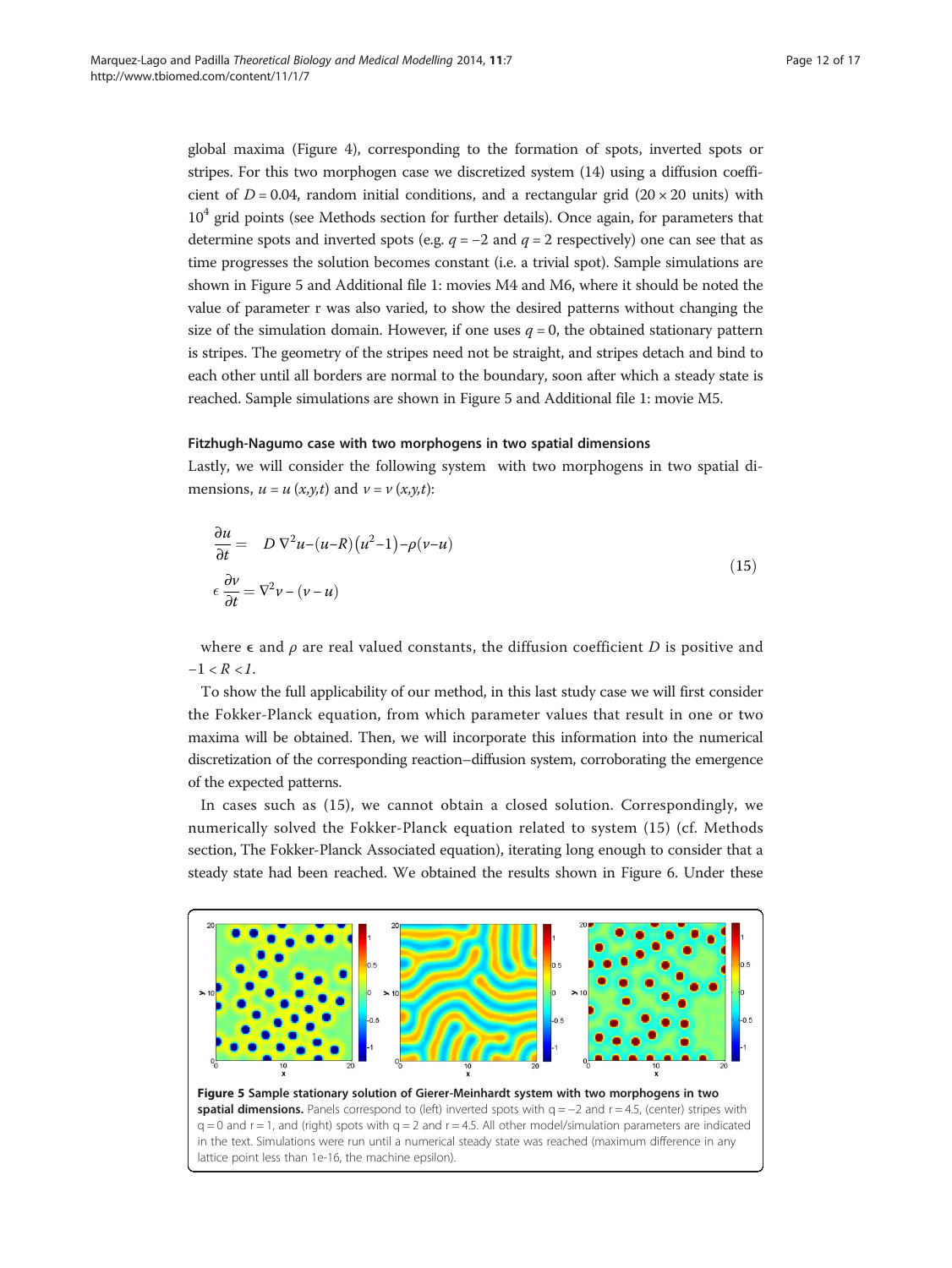global maxima (Figure 4), corresponding to the formation of spots, inverted spots or stripes. For this two morphogen case we discretized system (14) using a diffusion coefficient of $D = 0.04$, random initial conditions, and a rectangular grid ($20 \times 20$ units) with $10^4$ grid points (see Methods section for further details). Once again, for parameters that determine spots and inverted spots (e.g. $q = -2$ and $q = 2$ respectively) one can see that as time progresses the solution becomes constant (i.e. a trivial spot). Sample simulations are shown in Figure 5 and Additional file 1: movies M4 and M6, where it should be noted the value of parameter r was also varied, to show the desired patterns without changing the size of the simulation domain. However, if one uses $q = 0$, the obtained stationary pattern is stripes. The geometry of the stripes need not be straight, and stripes detach and bind to each other until all borders are normal to the boundary, soon after which a steady state is reached. Sample simulations are shown in Figure 5 and Additional file 1: movie M5.

#### Fitzhugh-Nagumo case with two morphogens in two spatial dimensions

Lastly, we will consider the following system with two morphogens in two spatial dimensions, $u = u(x,y,t)$ and $v = v(x,y,t)$:

$$
\begin{aligned}
\frac{\partial u}{\partial t} &= D\,\nabla^2 u - (u-R)\left(u^2-1\right) - \rho(v-u) \\
\epsilon\,\frac{\partial v}{\partial t} &= \nabla^2 v - (v-u)
\end{aligned}
\tag{15}
$$

where $\epsilon$ and $\rho$ are real valued constants, the diffusion coefficient $D$ is positive and $-1 < R < 1$.

To show the full applicability of our method, in this last study case we will first consider the Fokker-Planck equation, from which parameter values that result in one or two maxima will be obtained. Then, we will incorporate this information into the numerical discretization of the corresponding reaction–diffusion system, corroborating the emergence of the expected patterns.

In cases such as (15), we cannot obtain a closed solution. Correspondingly, we numerically solved the Fokker-Planck equation related to system (15) (cf. Methods section, The Fokker-Planck Associated equation), iterating long enough to consider that a steady state had been reached. We obtained the results shown in Figure 6. Under these

**Figure 5 Sample stationary solution of Gierer-Meinhardt system with two morphogens in two spatial dimensions.** Panels correspond to (left) inverted spots with $q = -2$ and $r = 4.5$, (center) stripes with $q = 0$ and $r = 1$, and (right) spots with $q = 2$ and $r = 4.5$. All other model/simulation parameters are indicated in the text. Simulations were run until a numerical steady state was reached (maximum difference in any lattice point less than 1e-16, the machine epsilon).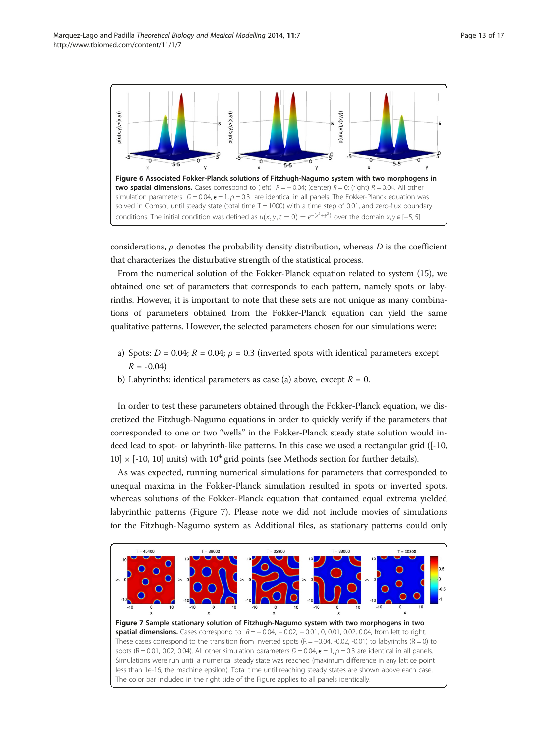**Figure 6 Associated Fokker-Planck solutions of Fitzhugh-Nagumo system with two morphogens in two spatial dimensions.** Cases correspond to (left) $R = -0.04$; (center) $R = 0$; (right) $R = 0.04$. All other simulation parameters $D = 0.04, \epsilon = 1, \rho = 0.3$ are identical in all panels. The Fokker-Planck equation was solved in Comsol, until steady state (total time T = 1000) with a time step of 0.01, and zero-flux boundary conditions. The initial condition was defined as $u(x, y, t = 0) = e^{-(x^2+y^2)}$ over the domain $x, y \in [-5, 5]$.

considerations, $\rho$ denotes the probability density distribution, whereas $D$ is the coefficient that characterizes the disturbative strength of the statistical process.

From the numerical solution of the Fokker-Planck equation related to system (15), we obtained one set of parameters that corresponds to each pattern, namely spots or labyrinths. However, it is important to note that these sets are not unique as many combinations of parameters obtained from the Fokker-Planck equation can yield the same qualitative patterns. However, the selected parameters chosen for our simulations were:

a) Spots: $D = 0.04$; $R = 0.04$; $\rho = 0.3$ (inverted spots with identical parameters except $R = -0.04$)
b) Labyrinths: identical parameters as case (a) above, except $R = 0$.

In order to test these parameters obtained through the Fokker-Planck equation, we discretized the Fitzhugh-Nagumo equations in order to quickly verify if the parameters that corresponded to one or two "wells" in the Fokker-Planck steady state solution would indeed lead to spot- or labyrinth-like patterns. In this case we used a rectangular grid ([-10, 10] × [-10, 10] units) with $10^4$ grid points (see Methods section for further details).

As was expected, running numerical simulations for parameters that corresponded to unequal maxima in the Fokker-Planck simulation resulted in spots or inverted spots, whereas solutions of the Fokker-Planck equation that contained equal extrema yielded labyrinthic patterns (Figure 7). Please note we did not include movies of simulations for the Fitzhugh-Nagumo system as Additional files, as stationary patterns could only

**Figure 7 Sample stationary solution of Fitzhugh-Nagumo system with two morphogens in two spatial dimensions.** Cases correspond to $R = -0.04, -0.02, -0.01, 0, 0.01, 0.02, 0.04$, from left to right. These cases correspond to the transition from inverted spots ($R = -0.04, -0.02, -0.01$) to labyrinths ($R = 0$) to spots ($R = 0.01, 0.02, 0.04$). All other simulation parameters $D = 0.04, \epsilon = 1, \rho = 0.3$ are identical in all panels. Simulations were run until a numerical steady state was reached (maximum difference in any lattice point less than 1e-16, the machine epsilon). Total time until reaching steady states are shown above each case. The color bar included in the right side of the Figure applies to all panels identically.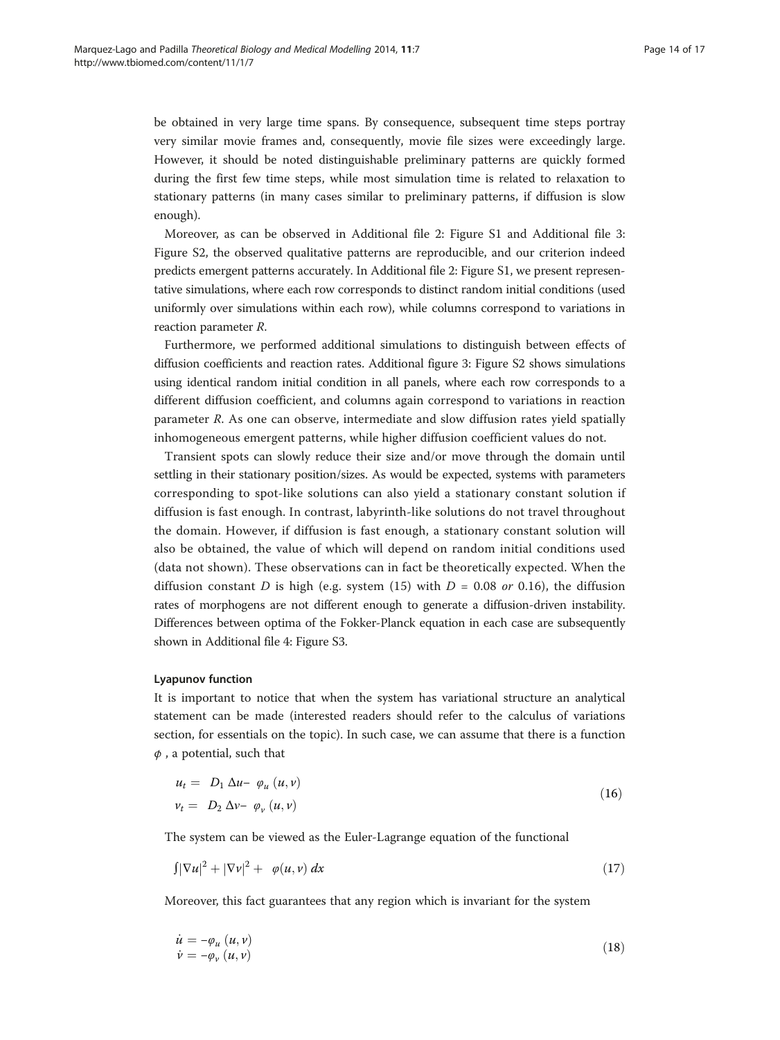be obtained in very large time spans. By consequence, subsequent time steps portray very similar movie frames and, consequently, movie file sizes were exceedingly large. However, it should be noted distinguishable preliminary patterns are quickly formed during the first few time steps, while most simulation time is related to relaxation to stationary patterns (in many cases similar to preliminary patterns, if diffusion is slow enough).

Moreover, as can be observed in Additional file 2: Figure S1 and Additional file 3: Figure S2, the observed qualitative patterns are reproducible, and our criterion indeed predicts emergent patterns accurately. In Additional file 2: Figure S1, we present representative simulations, where each row corresponds to distinct random initial conditions (used uniformly over simulations within each row), while columns correspond to variations in reaction parameter *R*.

Furthermore, we performed additional simulations to distinguish between effects of diffusion coefficients and reaction rates. Additional figure 3: Figure S2 shows simulations using identical random initial condition in all panels, where each row corresponds to a different diffusion coefficient, and columns again correspond to variations in reaction parameter *R*. As one can observe, intermediate and slow diffusion rates yield spatially inhomogeneous emergent patterns, while higher diffusion coefficient values do not.

Transient spots can slowly reduce their size and/or move through the domain until settling in their stationary position/sizes. As would be expected, systems with parameters corresponding to spot-like solutions can also yield a stationary constant solution if diffusion is fast enough. In contrast, labyrinth-like solutions do not travel throughout the domain. However, if diffusion is fast enough, a stationary constant solution will also be obtained, the value of which will depend on random initial conditions used (data not shown). These observations can in fact be theoretically expected. When the diffusion constant $D$ is high (e.g. system (15) with $D = 0.08$ *or* 0.16), the diffusion rates of morphogens are not different enough to generate a diffusion-driven instability. Differences between optima of the Fokker-Planck equation in each case are subsequently shown in Additional file 4: Figure S3.

#### Lyapunov function

It is important to notice that when the system has variational structure an analytical statement can be made (interested readers should refer to the calculus of variations section, for essentials on the topic). In such case, we can assume that there is a function $\phi$ , a potential, such that

$$
\begin{aligned}
u_t &= D_1\,\Delta u - \varphi_u(u,v) \\
v_t &= D_2\,\Delta v - \varphi_v(u,v)
\end{aligned}
\tag{16}
$$

The system can be viewed as the Euler-Lagrange equation of the functional

$$
\int |\nabla u|^2 + |\nabla v|^2 + \varphi(u,v)\,dx \tag{17}
$$

Moreover, this fact guarantees that any region which is invariant for the system

$$
\begin{aligned}
\dot{u} &= -\varphi_u(u,v) \\
\dot{v} &= -\varphi_v(u,v)
\end{aligned}
\tag{18}
$$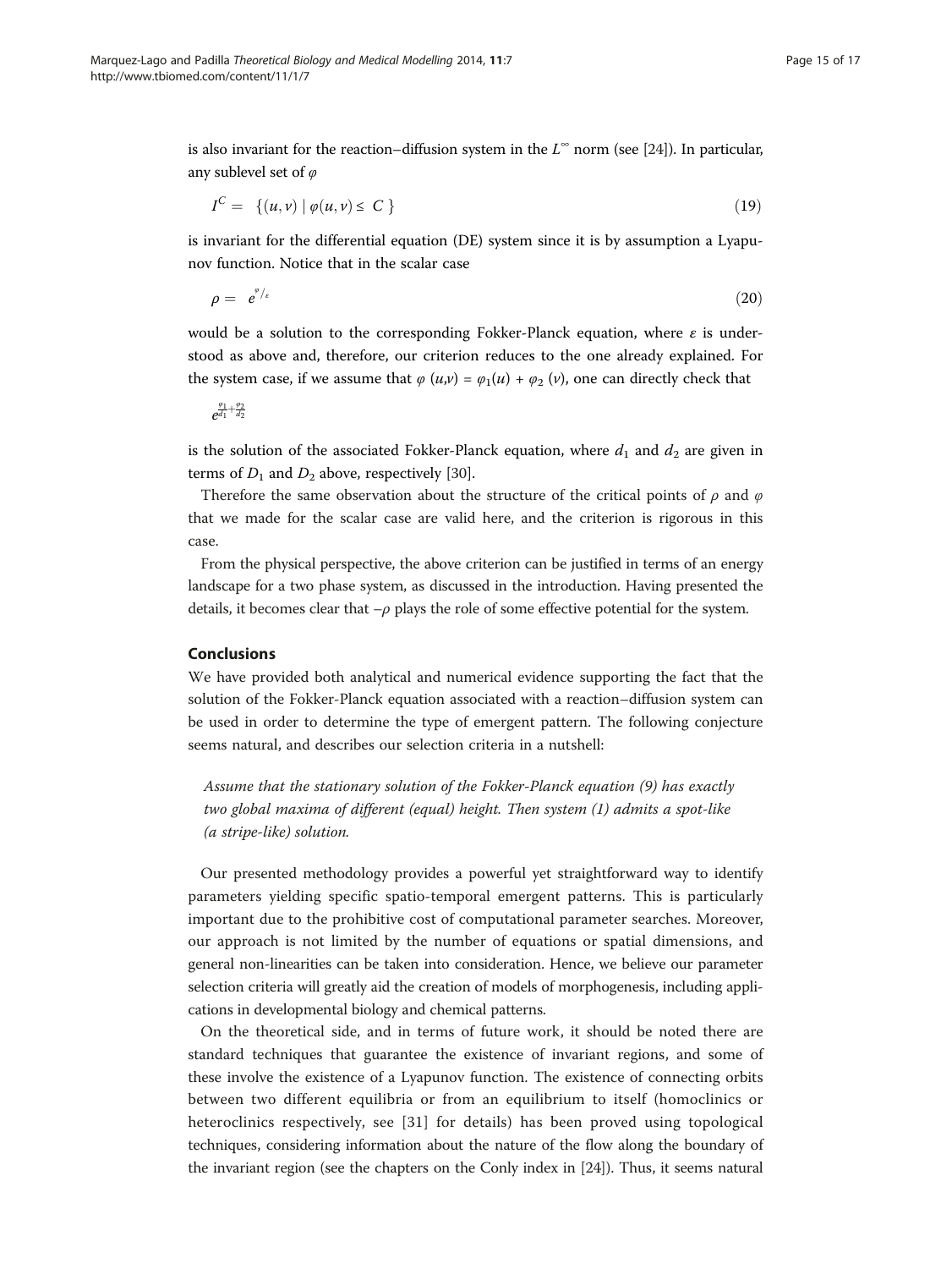is also invariant for the reaction–diffusion system in the $L^{\infty}$ norm (see [24]). In particular, any sublevel set of $\varphi$

$$I^C = \{(u,v) \mid \varphi(u,v) \leq C\} \tag{19}$$

is invariant for the differential equation (DE) system since it is by assumption a Lyapunov function. Notice that in the scalar case

$$\rho = e^{\varphi/_\varepsilon} \tag{20}$$

would be a solution to the corresponding Fokker-Planck equation, where $\varepsilon$ is understood as above and, therefore, our criterion reduces to the one already explained. For the system case, if we assume that $\varphi(u,v) = \varphi_1(u) + \varphi_2(v)$, one can directly check that

$$e^{\frac{\varphi_1}{d_1} + \frac{\varphi_2}{d_2}}$$

is the solution of the associated Fokker-Planck equation, where $d_1$ and $d_2$ are given in terms of $D_1$ and $D_2$ above, respectively [30].

Therefore the same observation about the structure of the critical points of $\rho$ and $\varphi$ that we made for the scalar case are valid here, and the criterion is rigorous in this case.

From the physical perspective, the above criterion can be justified in terms of an energy landscape for a two phase system, as discussed in the introduction. Having presented the details, it becomes clear that $-\rho$ plays the role of some effective potential for the system.

## Conclusions

We have provided both analytical and numerical evidence supporting the fact that the solution of the Fokker-Planck equation associated with a reaction–diffusion system can be used in order to determine the type of emergent pattern. The following conjecture seems natural, and describes our selection criteria in a nutshell:

> *Assume that the stationary solution of the Fokker-Planck equation (9) has exactly two global maxima of different (equal) height. Then system (1) admits a spot-like (a stripe-like) solution.*

Our presented methodology provides a powerful yet straightforward way to identify parameters yielding specific spatio-temporal emergent patterns. This is particularly important due to the prohibitive cost of computational parameter searches. Moreover, our approach is not limited by the number of equations or spatial dimensions, and general non-linearities can be taken into consideration. Hence, we believe our parameter selection criteria will greatly aid the creation of models of morphogenesis, including applications in developmental biology and chemical patterns.

On the theoretical side, and in terms of future work, it should be noted there are standard techniques that guarantee the existence of invariant regions, and some of these involve the existence of a Lyapunov function. The existence of connecting orbits between two different equilibria or from an equilibrium to itself (homoclinics or heteroclinics respectively, see [31] for details) has been proved using topological techniques, considering information about the nature of the flow along the boundary of the invariant region (see the chapters on the Conly index in [24]). Thus, it seems natural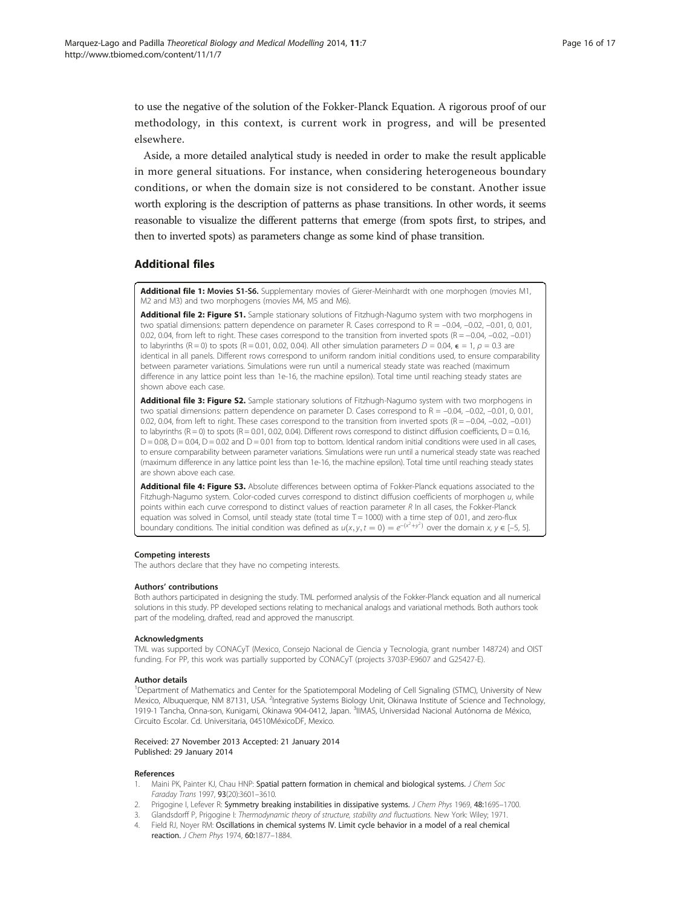to use the negative of the solution of the Fokker-Planck Equation. A rigorous proof of our methodology, in this context, is current work in progress, and will be presented elsewhere.

Aside, a more detailed analytical study is needed in order to make the result applicable in more general situations. For instance, when considering heterogeneous boundary conditions, or when the domain size is not considered to be constant. Another issue worth exploring is the description of patterns as phase transitions. In other words, it seems reasonable to visualize the different patterns that emerge (from spots first, to stripes, and then to inverted spots) as parameters change as some kind of phase transition.

## Additional files

**Additional file 1: Movies S1-S6.** Supplementary movies of Gierer-Meinhardt with one morphogen (movies M1, M2 and M3) and two morphogens (movies M4, M5 and M6).

**Additional file 2: Figure S1.** Sample stationary solutions of Fitzhugh-Nagumo system with two morphogens in two spatial dimensions: pattern dependence on parameter R. Cases correspond to R = –0.04, –0.02, –0.01, 0, 0.01, 0.02, 0.04, from left to right. These cases correspond to the transition from inverted spots (R = –0.04, –0.02, –0.01) to labyrinths (R = 0) to spots (R = 0.01, 0.02, 0.04). All other simulation parameters $D = 0.04$, $\epsilon = 1$, $\rho = 0.3$ are identical in all panels. Different rows correspond to uniform random initial conditions used, to ensure comparability between parameter variations. Simulations were run until a numerical steady state was reached (maximum difference in any lattice point less than 1e-16, the machine epsilon). Total time until reaching steady states are shown above each case.

**Additional file 3: Figure S2.** Sample stationary solutions of Fitzhugh-Nagumo system with two morphogens in two spatial dimensions: pattern dependence on parameter D. Cases correspond to R = –0.04, –0.02, –0.01, 0, 0.01, 0.02, 0.04, from left to right. These cases correspond to the transition from inverted spots (R = –0.04, –0.02, –0.01) to labyrinths (R = 0) to spots (R = 0.01, 0.02, 0.04). Different rows correspond to distinct diffusion coefficients, D = 0.16, D = 0.08, D = 0.04, D = 0.02 and D = 0.01 from top to bottom. Identical random initial conditions were used in all cases, to ensure comparability between parameter variations. Simulations were run until a numerical steady state was reached (maximum difference in any lattice point less than 1e-16, the machine epsilon). Total time until reaching steady states are shown above each case.

**Additional file 4: Figure S3.** Absolute differences between optima of Fokker-Planck equations associated to the Fitzhugh-Nagumo system. Color-coded curves correspond to distinct diffusion coefficients of morphogen *u*, while points within each curve correspond to distinct values of reaction parameter *R* In all cases, the Fokker-Planck equation was solved in Comsol, until steady state (total time T = 1000) with a time step of 0.01, and zero-flux boundary conditions. The initial condition was defined as $u(x, y, t = 0) = e^{-(x^2+y^2)}$ over the domain $x, y \in [-5, 5]$.

#### Competing interests

The authors declare that they have no competing interests.

#### Authors' contributions

Both authors participated in designing the study. TML performed analysis of the Fokker-Planck equation and all numerical solutions in this study. PP developed sections relating to mechanical analogs and variational methods. Both authors took part of the modeling, drafted, read and approved the manuscript.

#### Acknowledgments

TML was supported by CONACyT (Mexico, Consejo Nacional de Ciencia y Tecnologia, grant number 148724) and OIST funding. For PP, this work was partially supported by CONACyT (projects 3703P-E9607 and G25427-E).

#### Author details

[1]Department of Mathematics and Center for the Spatiotemporal Modeling of Cell Signaling (STMC), University of New Mexico, Albuquerque, NM 87131, USA. [2]Integrative Systems Biology Unit, Okinawa Institute of Science and Technology, 1919-1 Tancha, Onna-son, Kunigami, Okinawa 904-0412, Japan. [3]IIMAS, Universidad Nacional Autónoma de México, Circuito Escolar. Cd. Universitaria, 04510MéxicoDF, Mexico.

Received: 27 November 2013 Accepted: 21 January 2014
Published: 29 January 2014

#### References

1. Maini PK, Painter KJ, Chau HNP: **Spatial pattern formation in chemical and biological systems.** *J Chem Soc Faraday Trans* 1997, **93**(20):3601–3610.
2. Prigogine I, Lefever R: **Symmetry breaking instabilities in dissipative systems.** *J Chem Phys* 1969, **48:**1695–1700.
3. Glandsdorff P, Prigogine I: *Thermodynamic theory of structure, stability and fluctuations.* New York: Wiley; 1971.
4. Field RJ, Noyer RM: **Oscillations in chemical systems IV. Limit cycle behavior in a model of a real chemical reaction.** *J Chem Phys* 1974, **60:**1877–1884.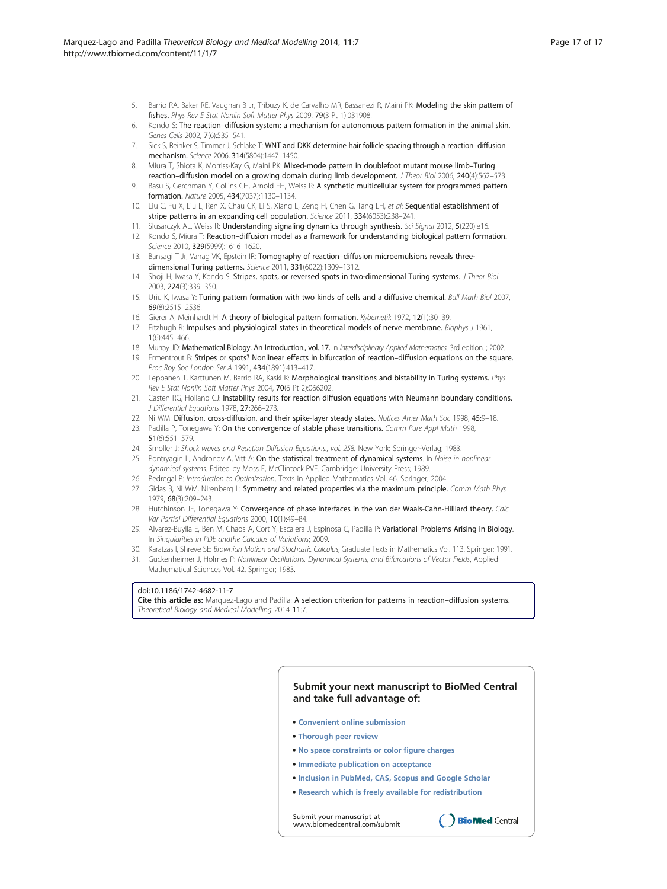5. Barrio RA, Baker RE, Vaughan B Jr, Tribuzy K, de Carvalho MR, Bassanezi R, Maini PK: **Modeling the skin pattern of fishes.** *Phys Rev E Stat Nonlin Soft Matter Phys* 2009, **79**(3 Pt 1):031908.
6. Kondo S: **The reaction–diffusion system: a mechanism for autonomous pattern formation in the animal skin.** *Genes Cells* 2002, **7**(6):535–541.
7. Sick S, Reinker S, Timmer J, Schlake T: **WNT and DKK determine hair follicle spacing through a reaction–diffusion mechanism.** *Science* 2006, **314**(5804):1447–1450.
8. Miura T, Shiota K, Morriss-Kay G, Maini PK: **Mixed-mode pattern in doublefoot mutant mouse limb–Turing reaction–diffusion model on a growing domain during limb development.** *J Theor Biol* 2006, **240**(4):562–573.
9. Basu S, Gerchman Y, Collins CH, Arnold FH, Weiss R: **A synthetic multicellular system for programmed pattern formation.** *Nature* 2005, **434**(7037):1130–1134.
10. Liu C, Fu X, Liu L, Ren X, Chau CK, Li S, Xiang L, Zeng H, Chen G, Tang LH, *et al*: **Sequential establishment of stripe patterns in an expanding cell population.** *Science* 2011, **334**(6053):238–241.
11. Slusarczyk AL, Weiss R: **Understanding signaling dynamics through synthesis.** *Sci Signal* 2012, **5**(220):e16.
12. Kondo S, Miura T: **Reaction–diffusion model as a framework for understanding biological pattern formation.** *Science* 2010, **329**(5999):1616–1620.
13. Bansagi T Jr, Vanag VK, Epstein IR: **Tomography of reaction–diffusion microemulsions reveals three-dimensional Turing patterns.** *Science* 2011, **331**(6022):1309–1312.
14. Shoji H, Iwasa Y, Kondo S: **Stripes, spots, or reversed spots in two-dimensional Turing systems.** *J Theor Biol* 2003, **224**(3):339–350.
15. Uriu K, Iwasa Y: **Turing pattern formation with two kinds of cells and a diffusive chemical.** *Bull Math Biol* 2007, **69**(8):2515–2536.
16. Gierer A, Meinhardt H: **A theory of biological pattern formation.** *Kybernetik* 1972, **12**(1):30–39.
17. Fitzhugh R: **Impulses and physiological states in theoretical models of nerve membrane.** *Biophys J* 1961, **1**(6):445–466.
18. Murray JD: **Mathematical Biology. An Introduction., vol. 17.** In *Interdisciplinary Applied Mathematics.* 3rd edition. ; 2002.
19. Ermentrout B: **Stripes or spots? Nonlinear effects in bifurcation of reaction–diffusion equations on the square.** *Proc Roy Soc London Ser A* 1991, **434**(1891):413–417.
20. Leppanen T, Karttunen M, Barrio RA, Kaski K: **Morphological transitions and bistability in Turing systems.** *Phys Rev E Stat Nonlin Soft Matter Phys* 2004, **70**(6 Pt 2):066202.
21. Casten RG, Holland CJ: **Instability results for reaction diffusion equations with Neumann boundary conditions.** *J Differential Equations* 1978, **27**:266–273.
22. Ni WM: **Diffusion, cross-diffusion, and their spike-layer steady states.** *Notices Amer Math Soc* 1998, **45**:9–18.
23. Padilla P, Tonegawa Y: **On the convergence of stable phase transitions.** *Comm Pure Appl Math* 1998, **51**(6):551–579.
24. Smoller J: *Shock waves and Reaction Diffusion Equations., vol. 258.* New York: Springer-Verlag; 1983.
25. Pontryagin L, Andronov A, Vitt A: **On the statistical treatment of dynamical systems.** In *Noise in nonlinear dynamical systems.* Edited by Moss F, McClintock PVE. Cambridge: University Press; 1989.
26. Pedregal P: *Introduction to Optimization*, Texts in Applied Mathematics Vol. 46. Springer; 2004.
27. Gidas B, Ni WM, Nirenberg L: **Symmetry and related properties via the maximum principle.** *Comm Math Phys* 1979, **68**(3):209–243.
28. Hutchinson JE, Tonegawa Y: **Convergence of phase interfaces in the van der Waals-Cahn-Hilliard theory.** *Calc Var Partial Differential Equations* 2000, **10**(1):49–84.
29. Alvarez-Buylla E, Ben M, Chaos A, Cort Y, Escalera J, Espinosa C, Padilla P: **Variational Problems Arising in Biology.** In *Singularities in PDE andthe Calculus of Variations*; 2009.
30. Karatzas I, Shreve SE: *Brownian Motion and Stochastic Calculus*, Graduate Texts in Mathematics Vol. 113. Springer; 1991.
31. Guckenheimer J, Holmes P: *Nonlinear Oscillations, Dynamical Systems, and Bifurcations of Vector Fields*, Applied Mathematical Sciences Vol. 42. Springer; 1983.

doi:10.1186/1742-4682-11-7

**Cite this article as:** Marquez-Lago and Padilla: **A selection criterion for patterns in reaction–diffusion systems.** *Theoretical Biology and Medical Modelling* 2014 **11**:7.

**Submit your next manuscript to BioMed Central and take full advantage of:**

- **Convenient online submission**
- **Thorough peer review**
- **No space constraints or color figure charges**
- **Immediate publication on acceptance**
- **Inclusion in PubMed, CAS, Scopus and Google Scholar**
- **Research which is freely available for redistribution**

Submit your manuscript at
www.biomedcentral.com/submit

BioMed Central